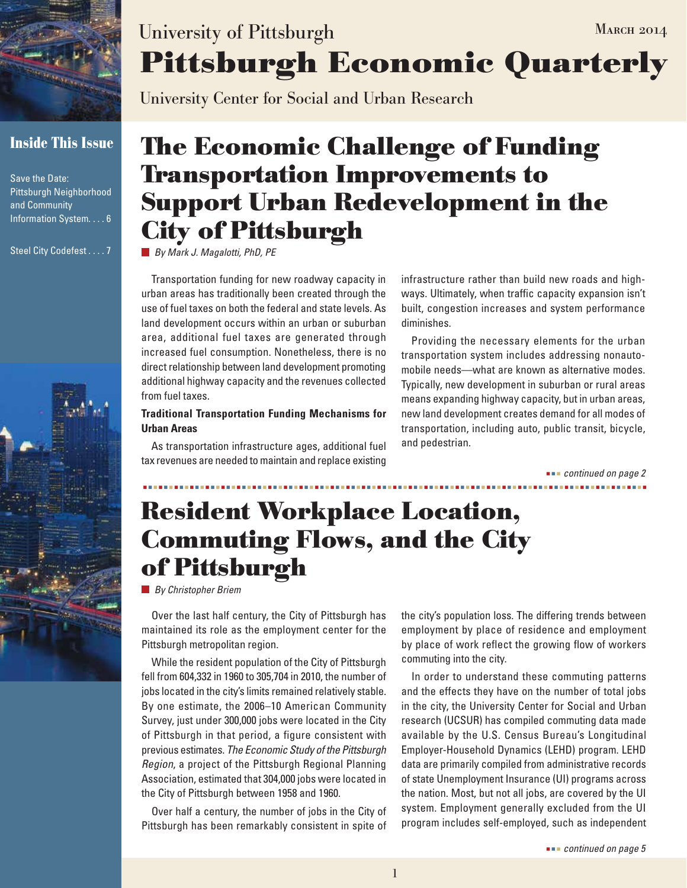University of Pittsburgh

March 2014

# Pittsburgh Economic Quarterly

University Center for Social and Urban Research

**Inside This Issue**

Save the Date: Pittsburgh Neighborhood and Community Information System. . . . 6

Steel City Codefest . . . . 7

## The Economic Challenge of Funding Transportation Improvements to Support Urban Redevelopment in the City of Pittsburgh

*By Mark J. Magalotti, PhD, PE*

Transportation funding for new roadway capacity in urban areas has traditionally been created through the use of fuel taxes on both the federal and state levels. As land development occurs within an urban or suburban area, additional fuel taxes are generated through increased fuel consumption. Nonetheless, there is no direct relationship between land development promoting additional highway capacity and the revenues collected from fuel taxes.

**Traditional Transportation Funding Mechanisms for Urban Areas**

As transportation infrastructure ages, additional fuel tax revenues are needed to maintain and replace existing infrastructure rather than build new roads and highways. Ultimately, when traffic capacity expansion isn't built, congestion increases and system performance diminishes.

Providing the necessary elements for the urban transportation system includes addressing nonautomobile needs—what are known as alternative modes. Typically, new development in suburban or rural areas means expanding highway capacity, but in urban areas, new land development creates demand for all modes of transportation, including auto, public transit, bicycle, and pedestrian.

*continued on page 2*

## Resident Workplace Location, Commuting Flows, and the City of Pittsburgh

*By Christopher Briem*

Over the last half century, the City of Pittsburgh has maintained its role as the employment center for the Pittsburgh metropolitan region.

While the resident population of the City of Pittsburgh fell from 604,332 in 1960 to 305,704 in 2010, the number of jobs located in the city's limits remained relatively stable. By one estimate, the 2006–10 American Community Survey, just under 300,000 jobs were located in the City of Pittsburgh in that period, a figure consistent with previous estimates. *The Economic Study of the Pittsburgh Region*, a project of the Pittsburgh Regional Planning Association, estimated that 304,000 jobs were located in the City of Pittsburgh between 1958 and 1960.

Over half a century, the number of jobs in the City of Pittsburgh has been remarkably consistent in spite of the city's population loss. The differing trends between employment by place of residence and employment by place of work reflect the growing flow of workers commuting into the city.

In order to understand these commuting patterns and the effects they have on the number of total jobs in the city, the University Center for Social and Urban research (UCSUR) has compiled commuting data made available by the U.S. Census Bureau's Longitudinal Employer-Household Dynamics (LEHD) program. LEHD data are primarily compiled from administrative records of state Unemployment Insurance (UI) programs across the nation. Most, but not all jobs, are covered by the UI system. Employment generally excluded from the UI program includes self-employed, such as independent

*continued on page 5*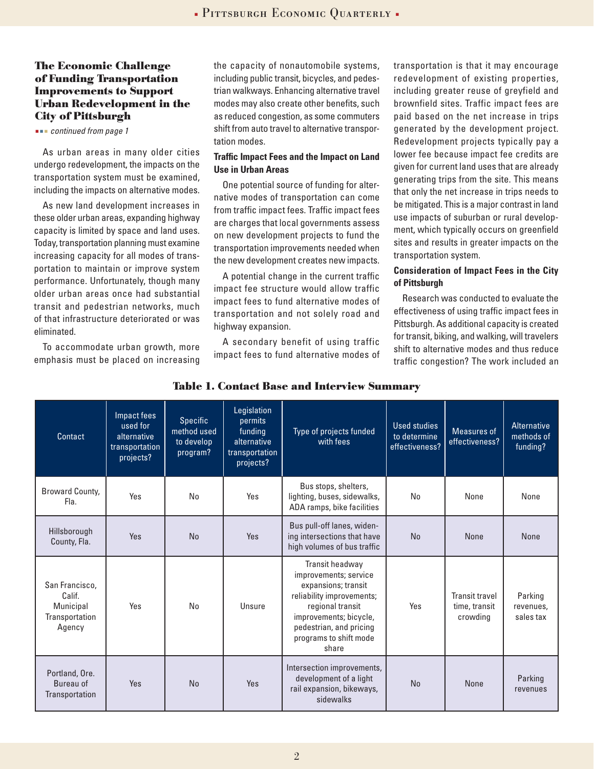## The Economic Challenge of Funding Transportation Improvements to Support Urban Redevelopment in the City of Pittsburgh

*continued from page 1*

As urban areas in many older cities undergo redevelopment, the impacts on the transportation system must be examined, including the impacts on alternative modes.

As new land development increases in these older urban areas, expanding highway capacity is limited by space and land uses. Today, transportation planning must examine increasing capacity for all modes of transportation to maintain or improve system performance. Unfortunately, though many older urban areas once had substantial transit and pedestrian networks, much of that infrastructure deteriorated or was eliminated.

To accommodate urban growth, more emphasis must be placed on increasing the capacity of nonautomobile systems, including public transit, bicycles, and pedestrian walkways. Enhancing alternative travel modes may also create other benefits, such as reduced congestion, as some commuters shift from auto travel to alternative transportation modes.

### Traffic Impact Fees and the Impact on Land Use in Urban Areas

One potential source of funding for alternative modes of transportation can come from traffic impact fees. Traffic impact fees are charges that local governments assess on new development projects to fund the transportation improvements needed when the new development creates new impacts.

A potential change in the current traffic impact fee structure would allow traffic impact fees to fund alternative modes of transportation and not solely road and highway expansion.

A secondary benefit of using traffic impact fees to fund alternative modes of transportation is that it may encourage redevelopment of existing properties, including greater reuse of greyfield and brownfield sites. Traffic impact fees are paid based on the net increase in trips generated by the development project. Redevelopment projects typically pay a lower fee because impact fee credits are given for current land uses that are already generating trips from the site. This means that only the net increase in trips needs to be mitigated. This is a major contrast in land use impacts of suburban or rural development, which typically occurs on greenfield sites and results in greater impacts on the transportation system.

### Consideration of Impact Fees in the City of Pittsburgh

Research was conducted to evaluate the effectiveness of using traffic impact fees in Pittsburgh. As additional capacity is created for transit, biking, and walking, will travelers shift to alternative modes and thus reduce traffic congestion? The work included an

**Table 1. Contact Base and Interview Summary**

| Contact | Impact fees used for alternative transportation projects? | Specific method used to develop program? | Legislation permits funding alternative transportation projects? | Type of projects funded with fees | Used studies to determine effectiveness? | Measures of effectiveness? | Alternative methods of funding? |
|---|---|---|---|---|---|---|---|
| Broward County, Fla. | Yes | No | Yes | Bus stops, shelters, lighting, buses, sidewalks, ADA ramps, bike facilities | No | None | None |
| Hillsborough County, Fla. | Yes | No | Yes | Bus pull-off lanes, widening intersections that have high volumes of bus traffic | No | None | None |
| San Francisco, Calif. Municipal Transportation Agency | Yes | No | Unsure | Transit headway improvements; service expansions; transit reliability improvements; regional transit improvements; bicycle, pedestrian, and pricing programs to shift mode share | Yes | Transit travel time, transit crowding | Parking revenues, sales tax |
| Portland, Ore. Bureau of Transportation | Yes | No | Yes | Intersection improvements, development of a light rail expansion, bikeways, sidewalks | No | None | Parking revenues |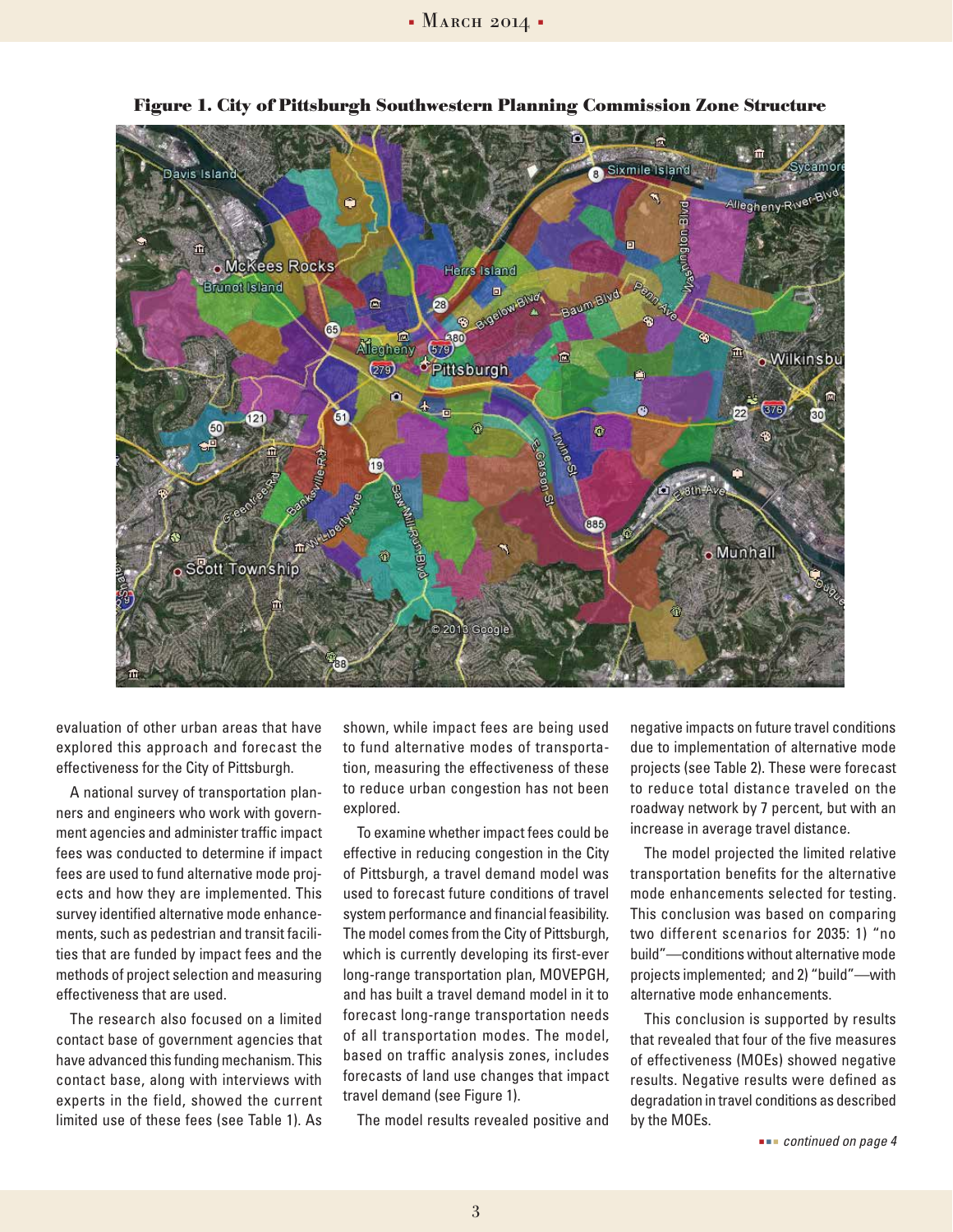**Figure 1. City of Pittsburgh Southwestern Planning Commission Zone Structure**

evaluation of other urban areas that have explored this approach and forecast the effectiveness for the City of Pittsburgh.

A national survey of transportation planners and engineers who work with government agencies and administer traffic impact fees was conducted to determine if impact fees are used to fund alternative mode projects and how they are implemented. This survey identified alternative mode enhancements, such as pedestrian and transit facilities that are funded by impact fees and the methods of project selection and measuring effectiveness that are used.

The research also focused on a limited contact base of government agencies that have advanced this funding mechanism. This contact base, along with interviews with experts in the field, showed the current limited use of these fees (see Table 1). As shown, while impact fees are being used to fund alternative modes of transportation, measuring the effectiveness of these to reduce urban congestion has not been explored.

To examine whether impact fees could be effective in reducing congestion in the City of Pittsburgh, a travel demand model was used to forecast future conditions of travel system performance and financial feasibility. The model comes from the City of Pittsburgh, which is currently developing its first-ever long-range transportation plan, MOVEPGH, and has built a travel demand model in it to forecast long-range transportation needs of all transportation modes. The model, based on traffic analysis zones, includes forecasts of land use changes that impact travel demand (see Figure 1).

The model results revealed positive and negative impacts on future travel conditions due to implementation of alternative mode projects (see Table 2). These were forecast to reduce total distance traveled on the roadway network by 7 percent, but with an increase in average travel distance.

The model projected the limited relative transportation benefits for the alternative mode enhancements selected for testing. This conclusion was based on comparing two different scenarios for 2035: 1) "no build"—conditions without alternative mode projects implemented; and 2) "build"—with alternative mode enhancements.

This conclusion is supported by results that revealed that four of the five measures of effectiveness (MOEs) showed negative results. Negative results were defined as degradation in travel conditions as described by the MOEs.

*continued on page 4*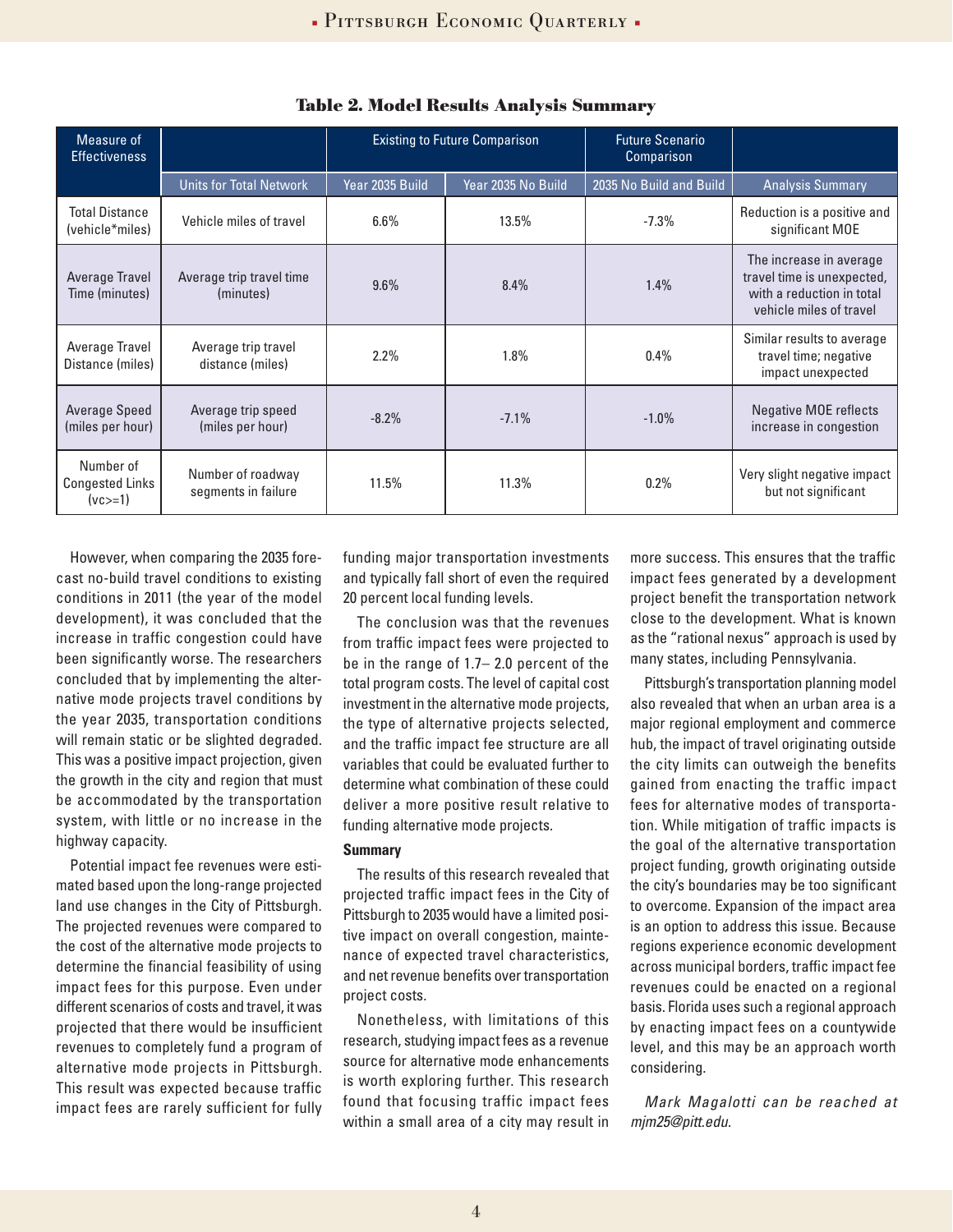**Table 2. Model Results Analysis Summary**

| Measure of Effectiveness | | Existing to Future Comparison | | Future Scenario Comparison | |
|---|---|---|---|---|---|
| | Units for Total Network | Year 2035 Build | Year 2035 No Build | 2035 No Build and Build | Analysis Summary |
| Total Distance (vehicle*miles) | Vehicle miles of travel | 6.6% | 13.5% | -7.3% | Reduction is a positive and significant MOE |
| Average Travel Time (minutes) | Average trip travel time (minutes) | 9.6% | 8.4% | 1.4% | The increase in average travel time is unexpected, with a reduction in total vehicle miles of travel |
| Average Travel Distance (miles) | Average trip travel distance (miles) | 2.2% | 1.8% | 0.4% | Similar results to average travel time; negative impact unexpected |
| Average Speed (miles per hour) | Average trip speed (miles per hour) | -8.2% | -7.1% | -1.0% | Negative MOE reflects increase in congestion |
| Number of Congested Links (vc>=1) | Number of roadway segments in failure | 11.5% | 11.3% | 0.2% | Very slight negative impact but not significant |

However, when comparing the 2035 forecast no-build travel conditions to existing conditions in 2011 (the year of the model development), it was concluded that the increase in traffic congestion could have been significantly worse. The researchers concluded that by implementing the alternative mode projects travel conditions by the year 2035, transportation conditions will remain static or be slighted degraded. This was a positive impact projection, given the growth in the city and region that must be accommodated by the transportation system, with little or no increase in the highway capacity.

Potential impact fee revenues were estimated based upon the long-range projected land use changes in the City of Pittsburgh. The projected revenues were compared to the cost of the alternative mode projects to determine the financial feasibility of using impact fees for this purpose. Even under different scenarios of costs and travel, it was projected that there would be insufficient revenues to completely fund a program of alternative mode projects in Pittsburgh. This result was expected because traffic impact fees are rarely sufficient for fully funding major transportation investments and typically fall short of even the required 20 percent local funding levels.

The conclusion was that the revenues from traffic impact fees were projected to be in the range of 1.7– 2.0 percent of the total program costs. The level of capital cost investment in the alternative mode projects, the type of alternative projects selected, and the traffic impact fee structure are all variables that could be evaluated further to determine what combination of these could deliver a more positive result relative to funding alternative mode projects.

**Summary**

The results of this research revealed that projected traffic impact fees in the City of Pittsburgh to 2035 would have a limited positive impact on overall congestion, maintenance of expected travel characteristics, and net revenue benefits over transportation project costs.

Nonetheless, with limitations of this research, studying impact fees as a revenue source for alternative mode enhancements is worth exploring further. This research found that focusing traffic impact fees within a small area of a city may result in more success. This ensures that the traffic impact fees generated by a development project benefit the transportation network close to the development. What is known as the "rational nexus" approach is used by many states, including Pennsylvania.

Pittsburgh's transportation planning model also revealed that when an urban area is a major regional employment and commerce hub, the impact of travel originating outside the city limits can outweigh the benefits gained from enacting the traffic impact fees for alternative modes of transportation. While mitigation of traffic impacts is the goal of the alternative transportation project funding, growth originating outside the city's boundaries may be too significant to overcome. Expansion of the impact area is an option to address this issue. Because regions experience economic development across municipal borders, traffic impact fee revenues could be enacted on a regional basis. Florida uses such a regional approach by enacting impact fees on a countywide level, and this may be an approach worth considering.

*Mark Magalotti can be reached at mjm25@pitt.edu.*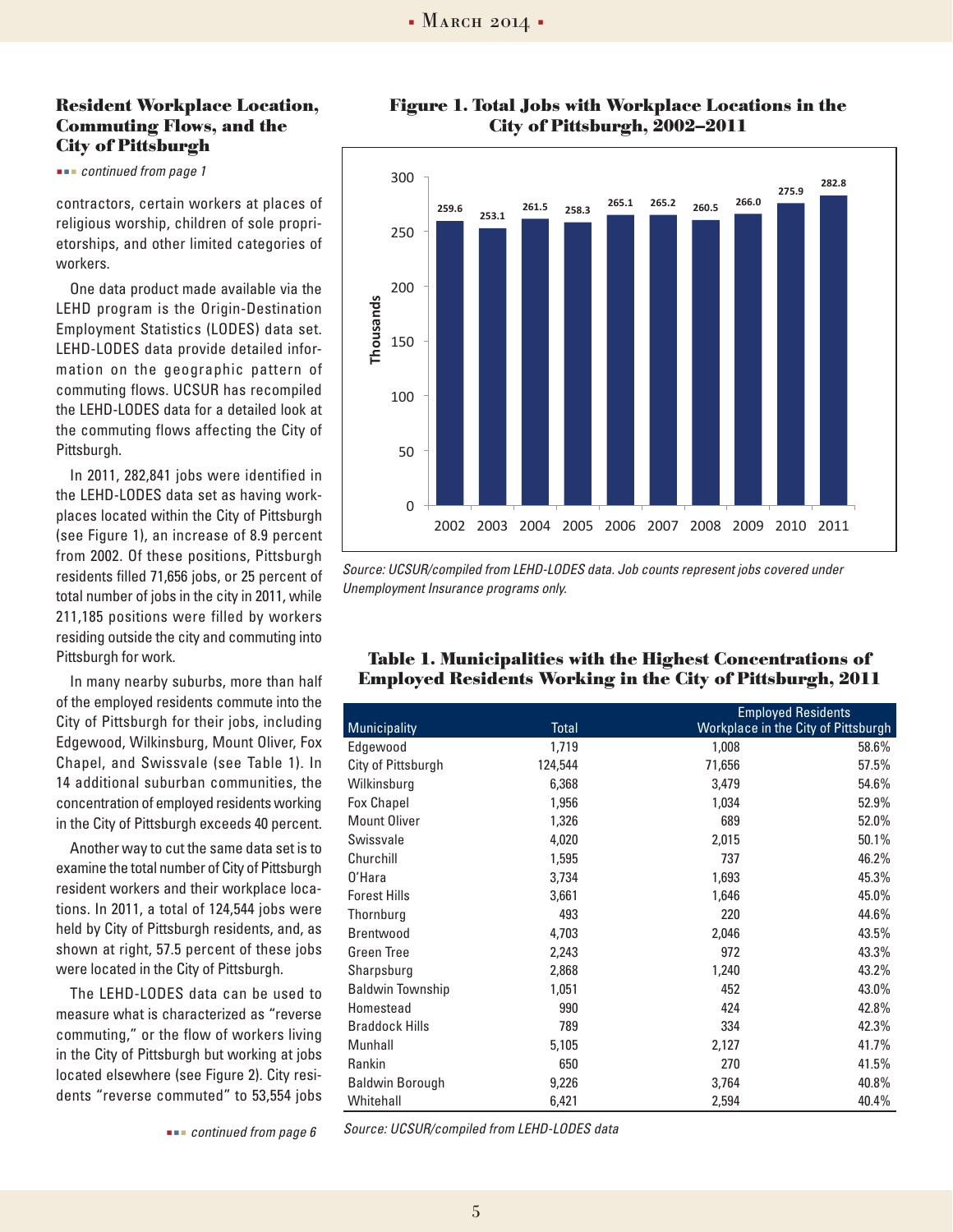### Resident Workplace Location, Commuting Flows, and the City of Pittsburgh

*continued from page 1*

contractors, certain workers at places of religious worship, children of sole proprietorships, and other limited categories of workers.

One data product made available via the LEHD program is the Origin-Destination Employment Statistics (LODES) data set. LEHD-LODES data provide detailed information on the geographic pattern of commuting flows. UCSUR has recompiled the LEHD-LODES data for a detailed look at the commuting flows affecting the City of Pittsburgh.

In 2011, 282,841 jobs were identified in the LEHD-LODES data set as having workplaces located within the City of Pittsburgh (see Figure 1), an increase of 8.9 percent from 2002. Of these positions, Pittsburgh residents filled 71,656 jobs, or 25 percent of total number of jobs in the city in 2011, while 211,185 positions were filled by workers residing outside the city and commuting into Pittsburgh for work.

In many nearby suburbs, more than half of the employed residents commute into the City of Pittsburgh for their jobs, including Edgewood, Wilkinsburg, Mount Oliver, Fox Chapel, and Swissvale (see Table 1). In 14 additional suburban communities, the concentration of employed residents working in the City of Pittsburgh exceeds 40 percent.

Another way to cut the same data set is to examine the total number of City of Pittsburgh resident workers and their workplace locations. In 2011, a total of 124,544 jobs were held by City of Pittsburgh residents, and, as shown at right, 57.5 percent of these jobs were located in the City of Pittsburgh.

The LEHD-LODES data can be used to measure what is characterized as "reverse commuting," or the flow of workers living in the City of Pittsburgh but working at jobs located elsewhere (see Figure 2). City residents "reverse commuted" to 53,554 jobs

*continued from page 6*

### Figure 1. Total Jobs with Workplace Locations in the City of Pittsburgh, 2002–2011

| Year | Jobs (Thousands) |
|---|---|
| 2002 | 259.6 |
| 2003 | 253.1 |
| 2004 | 261.5 |
| 2005 | 258.3 |
| 2006 | 265.1 |
| 2007 | 265.2 |
| 2008 | 260.5 |
| 2009 | 266.0 |
| 2010 | 275.9 |
| 2011 | 282.8 |

*Source: UCSUR/compiled from LEHD-LODES data. Job counts represent jobs covered under Unemployment Insurance programs only.*

### Table 1. Municipalities with the Highest Concentrations of Employed Residents Working in the City of Pittsburgh, 2011

| Municipality | Total | Employed Residents Workplace in the City of Pittsburgh | |
|---|---|---|---|
| Edgewood | 1,719 | 1,008 | 58.6% |
| City of Pittsburgh | 124,544 | 71,656 | 57.5% |
| Wilkinsburg | 6,368 | 3,479 | 54.6% |
| Fox Chapel | 1,956 | 1,034 | 52.9% |
| Mount Oliver | 1,326 | 689 | 52.0% |
| Swissvale | 4,020 | 2,015 | 50.1% |
| Churchill | 1,595 | 737 | 46.2% |
| O'Hara | 3,734 | 1,693 | 45.3% |
| Forest Hills | 3,661 | 1,646 | 45.0% |
| Thornburg | 493 | 220 | 44.6% |
| Brentwood | 4,703 | 2,046 | 43.5% |
| Green Tree | 2,243 | 972 | 43.3% |
| Sharpsburg | 2,868 | 1,240 | 43.2% |
| Baldwin Township | 1,051 | 452 | 43.0% |
| Homestead | 990 | 424 | 42.8% |
| Braddock Hills | 789 | 334 | 42.3% |
| Munhall | 5,105 | 2,127 | 41.7% |
| Rankin | 650 | 270 | 41.5% |
| Baldwin Borough | 9,226 | 3,764 | 40.8% |
| Whitehall | 6,421 | 2,594 | 40.4% |

*Source: UCSUR/compiled from LEHD-LODES data*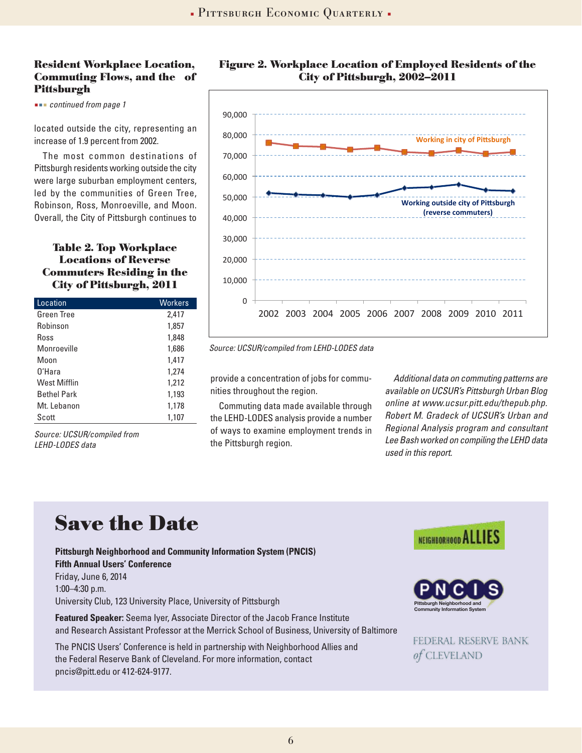### Resident Workplace Location, Commuting Flows, and the of Pittsburgh

*continued from page 1*

located outside the city, representing an increase of 1.9 percent from 2002.

The most common destinations of Pittsburgh residents working outside the city were large suburban employment centers, led by the communities of Green Tree, Robinson, Ross, Monroeville, and Moon. Overall, the City of Pittsburgh continues to provide a concentration of jobs for communities throughout the region.

Commuting data made available through the LEHD-LODES analysis provide a number of ways to examine employment trends in the Pittsburgh region.

*Additional data on commuting patterns are available on UCSUR's Pittsburgh Urban Blog online at www.ucsur.pitt.edu/thepub.php. Robert M. Gradeck of UCSUR's Urban and Regional Analysis program and consultant Lee Bash worked on compiling the LEHD data used in this report.*

### Table 2. Top Workplace Locations of Reverse Commuters Residing in the City of Pittsburgh, 2011

| Location | Workers |
|---|---|
| Green Tree | 2,417 |
| Robinson | 1,857 |
| Ross | 1,848 |
| Monroeville | 1,686 |
| Moon | 1,417 |
| O'Hara | 1,274 |
| West Mifflin | 1,212 |
| Bethel Park | 1,193 |
| Mt. Lebanon | 1,178 |
| Scott | 1,107 |

*Source: UCSUR/compiled from LEHD-LODES data*

### Figure 2. Workplace Location of Employed Residents of the City of Pittsburgh, 2002–2011

*Source: UCSUR/compiled from LEHD-LODES data*

# Save the Date

**Pittsburgh Neighborhood and Community Information System (PNCIS)**
**Fifth Annual Users' Conference**
Friday, June 6, 2014
1:00–4:30 p.m.
University Club, 123 University Place, University of Pittsburgh

**Featured Speaker:** Seema Iyer, Associate Director of the Jacob France Institute and Research Assistant Professor at the Merrick School of Business, University of Baltimore

The PNCIS Users' Conference is held in partnership with Neighborhood Allies and the Federal Reserve Bank of Cleveland. For more information, contact pncis@pitt.edu or 412-624-9177.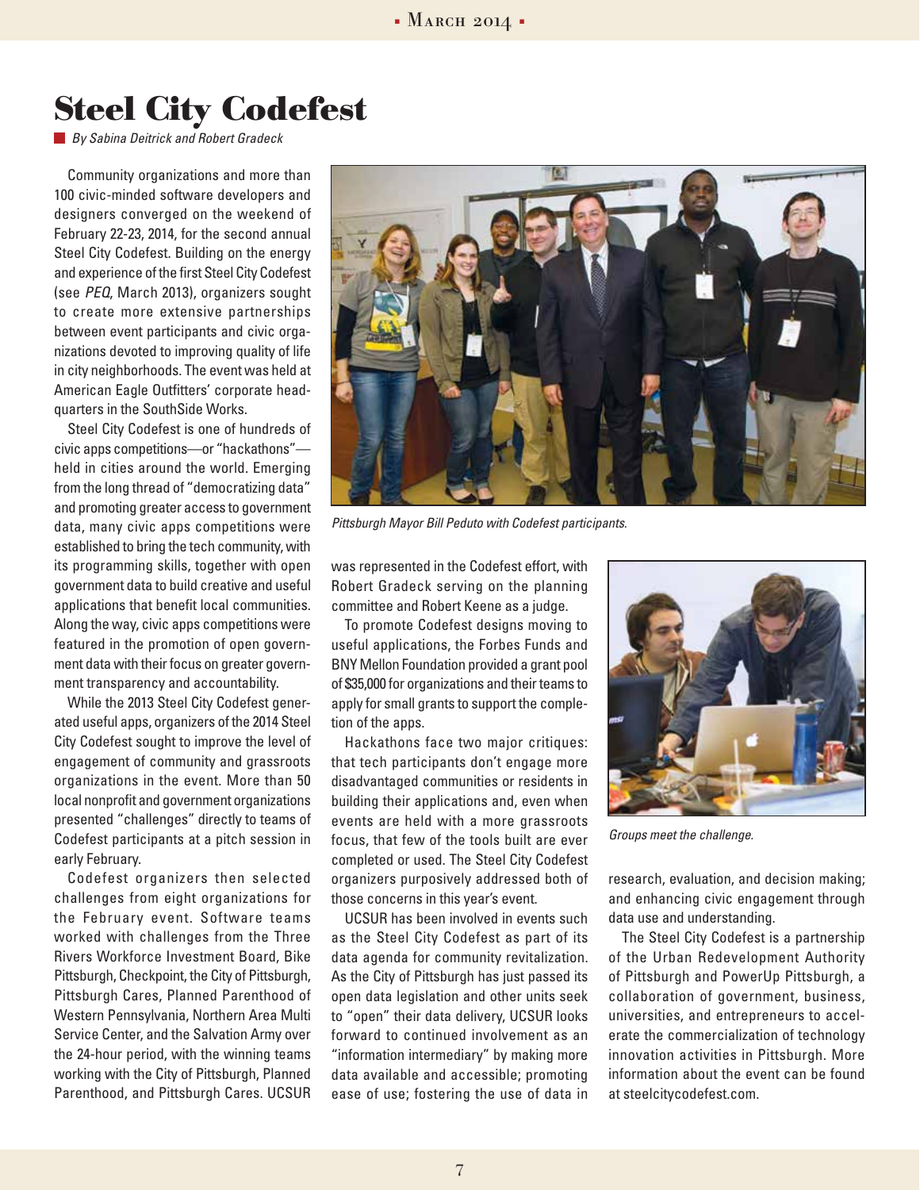# Steel City Codefest

*By Sabina Deitrick and Robert Gradeck*

Community organizations and more than 100 civic-minded software developers and designers converged on the weekend of February 22-23, 2014, for the second annual Steel City Codefest. Building on the energy and experience of the first Steel City Codefest (see *PEQ*, March 2013), organizers sought to create more extensive partnerships between event participants and civic organizations devoted to improving quality of life in city neighborhoods. The event was held at American Eagle Outfitters' corporate headquarters in the SouthSide Works.

Steel City Codefest is one of hundreds of civic apps competitions—or "hackathons"—held in cities around the world. Emerging from the long thread of "democratizing data" and promoting greater access to government data, many civic apps competitions were established to bring the tech community, with its programming skills, together with open government data to build creative and useful applications that benefit local communities. Along the way, civic apps competitions were featured in the promotion of open government data with their focus on greater government transparency and accountability.

While the 2013 Steel City Codefest generated useful apps, organizers of the 2014 Steel City Codefest sought to improve the level of engagement of community and grassroots organizations in the event. More than 50 local nonprofit and government organizations presented "challenges" directly to teams of Codefest participants at a pitch session in early February.

Codefest organizers then selected challenges from eight organizations for the February event. Software teams worked with challenges from the Three Rivers Workforce Investment Board, Bike Pittsburgh, Checkpoint, the City of Pittsburgh, Pittsburgh Cares, Planned Parenthood of Western Pennsylvania, Northern Area Multi Service Center, and the Salvation Army over the 24-hour period, with the winning teams working with the City of Pittsburgh, Planned Parenthood, and Pittsburgh Cares. UCSUR was represented in the Codefest effort, with Robert Gradeck serving on the planning committee and Robert Keene as a judge.

Pittsburgh Mayor Bill Peduto with Codefest participants.

To promote Codefest designs moving to useful applications, the Forbes Funds and BNY Mellon Foundation provided a grant pool of $35,000 for organizations and their teams to apply for small grants to support the completion of the apps.

Hackathons face two major critiques: that tech participants don't engage more disadvantaged communities or residents in building their applications and, even when events are held with a more grassroots focus, that few of the tools built are ever completed or used. The Steel City Codefest organizers purposively addressed both of those concerns in this year's event.

UCSUR has been involved in events such as the Steel City Codefest as part of its data agenda for community revitalization. As the City of Pittsburgh has just passed its open data legislation and other units seek to "open" their data delivery, UCSUR looks forward to continued involvement as an "information intermediary" by making more data available and accessible; promoting ease of use; fostering the use of data in research, evaluation, and decision making; and enhancing civic engagement through data use and understanding.

Groups meet the challenge.

The Steel City Codefest is a partnership of the Urban Redevelopment Authority of Pittsburgh and PowerUp Pittsburgh, a collaboration of government, business, universities, and entrepreneurs to accelerate the commercialization of technology innovation activities in Pittsburgh. More information about the event can be found at steelcitycodefest.com.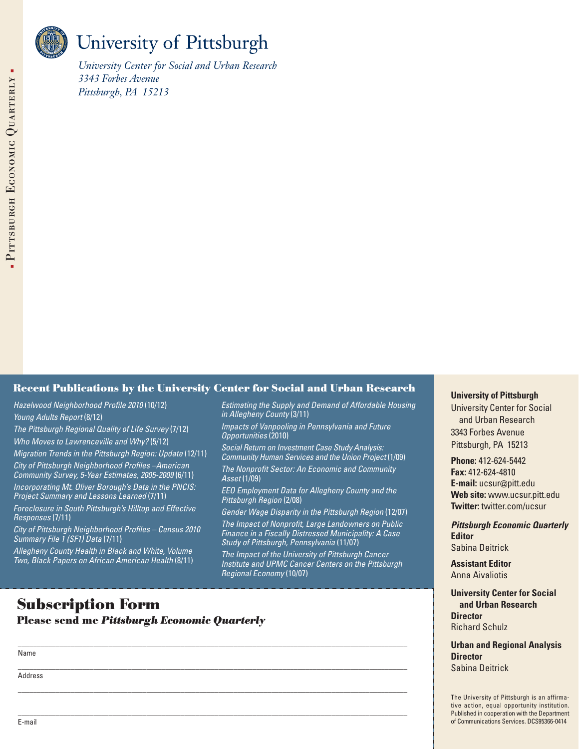# University of Pittsburgh

*University Center for Social and Urban Research*
*3343 Forbes Avenue*
*Pittsburgh, PA 15213*

## Recent Publications by the University Center for Social and Urban Research

*Hazelwood Neighborhood Profile 2010* (10/12)

*Young Adults Report* (8/12)

*The Pittsburgh Regional Quality of Life Survey* (7/12)

*Who Moves to Lawrenceville and Why?* (5/12)

*Migration Trends in the Pittsburgh Region: Update* (12/11)

*City of Pittsburgh Neighborhood Profiles –American Community Survey, 5-Year Estimates, 2005-2009* (6/11)

*Incorporating Mt. Oliver Borough's Data in the PNCIS: Project Summary and Lessons Learned* (7/11)

*Foreclosure in South Pittsburgh's Hilltop and Effective Responses* (7/11)

*City of Pittsburgh Neighborhood Profiles – Census 2010 Summary File 1 (SF1) Data* (7/11)

*Allegheny County Health in Black and White, Volume Two, Black Papers on African American Health* (8/11)

*Estimating the Supply and Demand of Affordable Housing in Allegheny County* (3/11)

*Impacts of Vanpooling in Pennsylvania and Future Opportunities* (2010)

*Social Return on Investment Case Study Analysis: Community Human Services and the Union Project* (1/09)

*The Nonprofit Sector: An Economic and Community Asset* (1/09)

*EEO Employment Data for Allegheny County and the Pittsburgh Region* (2/08)

*Gender Wage Disparity in the Pittsburgh Region* (12/07)

*The Impact of Nonprofit, Large Landowners on Public Finance in a Fiscally Distressed Municipality: A Case Study of Pittsburgh, Pennsylvania* (11/07)

*The Impact of the University of Pittsburgh Cancer Institute and UPMC Cancer Centers on the Pittsburgh Regional Economy* (10/07)

## Subscription Form

**Please send me *Pittsburgh Economic Quarterly***

Name

Address

E-mail

**University of Pittsburgh**
University Center for Social and Urban Research
3343 Forbes Avenue
Pittsburgh, PA 15213

**Phone:** 412-624-5442
**Fax:** 412-624-4810
**E-mail:** ucsur@pitt.edu
**Web site:** www.ucsur.pitt.edu
**Twitter:** twitter.com/ucsur

***Pittsburgh Economic Quarterly***
**Editor**
Sabina Deitrick

**Assistant Editor**
Anna Aivaliotis

**University Center for Social and Urban Research**
**Director**
Richard Schulz

**Urban and Regional Analysis**
**Director**
Sabina Deitrick

The University of Pittsburgh is an affirmative action, equal opportunity institution. Published in cooperation with the Department of Communications Services. DCS95366-0414